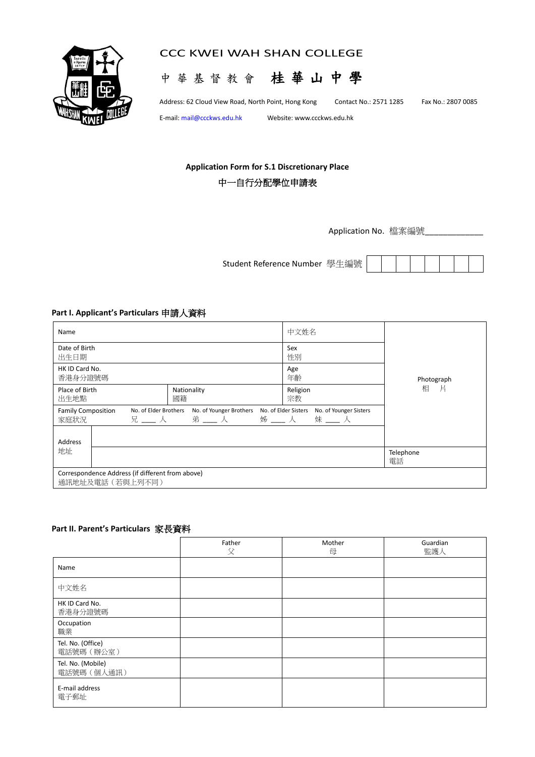# CCC KWEI WAH SHAN COLLEGE

# 中 華 基 督 教 會 桂 華 山 中 學

Address: 62 Cloud View Road, North Point, Hong Kong    Contact No.: 2571 1285    Fax No.: 2807 0085

E-mail: mail@ccckws.edu.hk    Website: www.ccckws.edu.hk

## Application Form for S.1 Discretionary Place

## 中一自行分配學位申請表

Application No. 檔案編號____________

Student Reference Number 學生編號 | | | | | | | | |

### Part I. Applicant's Particulars 申請人資料

| Name | | 中文姓名 | Photograph 相 片 |
|---|---|---|---|
| Date of Birth 出生日期 | | Sex 性別 | |
| HK ID Card No. 香港身分證號碼 | | Age 年齡 | |
| Place of Birth 出生地點 | Nationality 國籍 | Religion 宗教 | |
| Family Composition 家庭狀況 | No. of Elder Brothers 兄 ___ 人 / No. of Younger Brothers 弟 ___ 人 | No. of Elder Sisters 姊 ___ 人 / No. of Younger Sisters 妹 ___ 人 | |
| Address 地址 | | | |
| | | | Telephone 電話 |
| Correspondence Address (if different from above) 通訊地址及電話（若與上列不同） | | | |

### Part II. Parent's Particulars 家長資料

| | Father 父 | Mother 母 | Guardian 監護人 |
|---|---|---|---|
| Name | | | |
| 中文姓名 | | | |
| HK ID Card No. 香港身分證號碼 | | | |
| Occupation 職業 | | | |
| Tel. No. (Office) 電話號碼（辦公室） | | | |
| Tel. No. (Mobile) 電話號碼（個人通訊） | | | |
| E-mail address 電子郵址 | | | |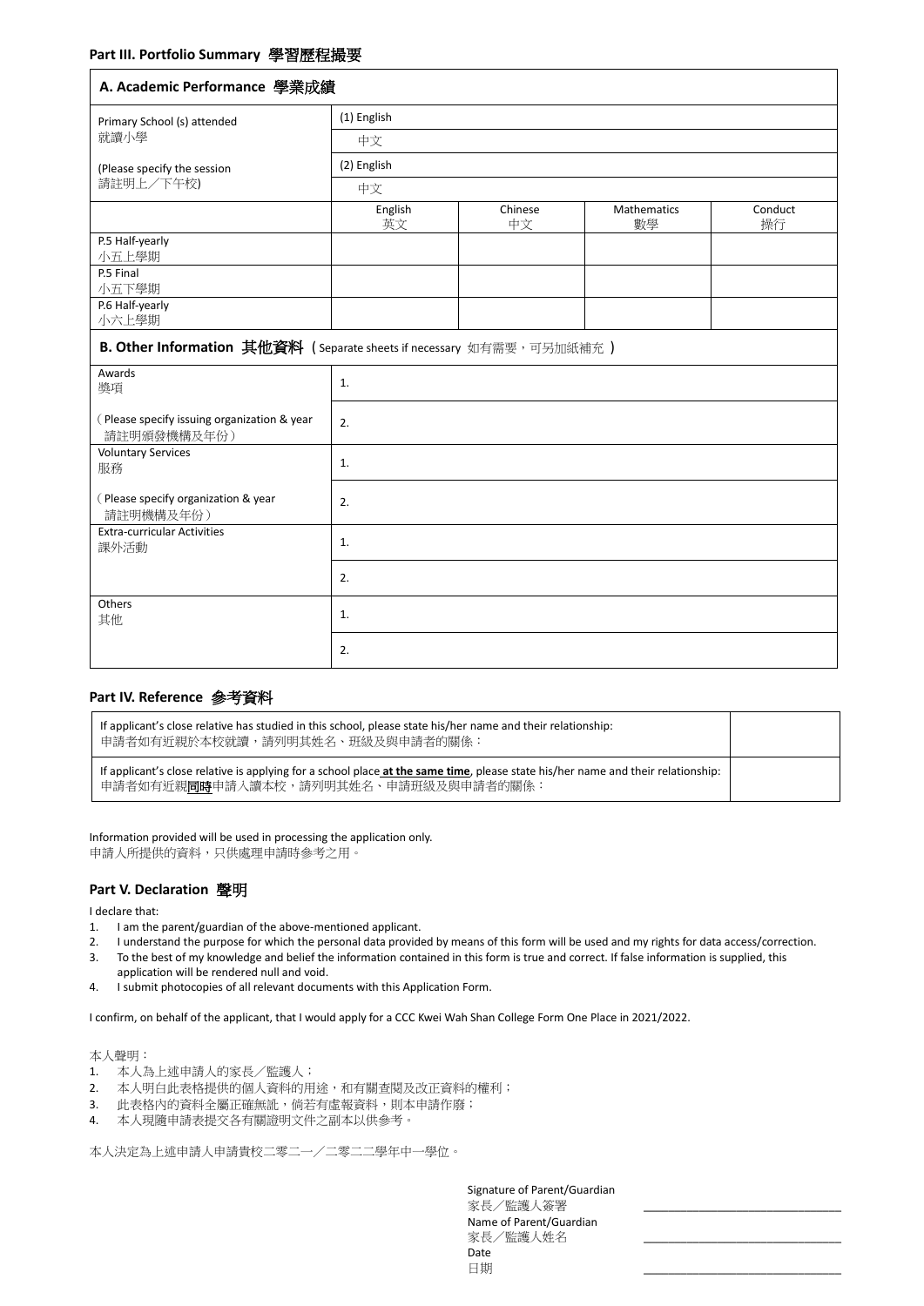## Part III. Portfolio Summary 學習歷程撮要

| A. Academic Performance 學業成績 | | | | |
|---|---|---|---|---|
| Primary School (s) attended<br>就讀小學<br><br>(Please specify the session<br>請註明上／下午校) | (1) English | | | |
| | 中文 | | | |
| | (2) English | | | |
| | 中文 | | | |
| | English<br>英文 | Chinese<br>中文 | Mathematics<br>數學 | Conduct<br>操行 |
| P.5 Half-yearly<br>小五上學期 | | | | |
| P.5 Final<br>小五下學期 | | | | |
| P.6 Half-yearly<br>小六上學期 | | | | |

| B. Other Information 其他資料（Separate sheets if necessary 如有需要，可另加紙補充） | |
|---|---|
| Awards<br>獎項<br><br>（Please specify issuing organization & year<br>請註明頒發機構及年份） | 1. |
| | 2. |
| Voluntary Services<br>服務<br><br>（Please specify organization & year<br>請註明機構及年份） | 1. |
| | 2. |
| Extra-curricular Activities<br>課外活動 | 1. |
| | 2. |
| Others<br>其他 | 1. |
| | 2. |

## Part IV. Reference 參考資料

| | |
|---|---|
| If applicant's close relative has studied in this school, please state his/her name and their relationship:<br>申請者如有近親於本校就讀，請列明其姓名、班級及與申請者的關係： | |
| If applicant's close relative is applying for a school place **at the same time**, please state his/her name and their relationship:<br>申請者如有近親**同時**申請入讀本校，請列明其姓名、申請班級及與申請者的關係： | |

Information provided will be used in processing the application only.
申請人所提供的資料，只供處理申請時參考之用。

## Part V. Declaration 聲明

I declare that:

1. I am the parent/guardian of the above-mentioned applicant.
2. I understand the purpose for which the personal data provided by means of this form will be used and my rights for data access/correction.
3. To the best of my knowledge and belief the information contained in this form is true and correct. If false information is supplied, this application will be rendered null and void.
4. I submit photocopies of all relevant documents with this Application Form.

I confirm, on behalf of the applicant, that I would apply for a CCC Kwei Wah Shan College Form One Place in 2021/2022.

本人聲明：

1. 本人為上述申請人的家長／監護人；
2. 本人明白此表格提供的個人資料的用途，和有關查閱及改正資料的權利；
3. 此表格內的資料全屬正確無訛，倘若有虛報資料，則本申請作廢；
4. 本人現隨申請表提交各有關證明文件之副本以供參考。

本人決定為上述申請人申請貴校二零二一／二零二二學年中一學位。

Signature of Parent/Guardian
家長／監護人簽署 ____________________

Name of Parent/Guardian
家長／監護人姓名 ____________________

Date
日期 ____________________